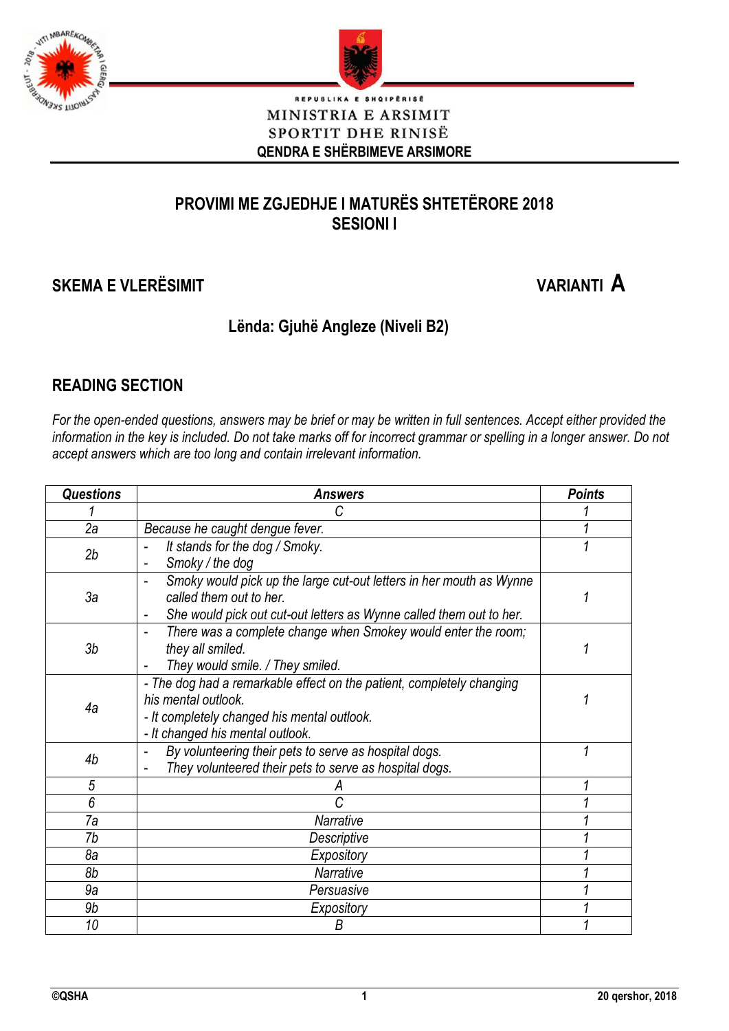REPUBLIKA E SHQIPËRISË
MINISTRIA E ARSIMIT
SPORTIT DHE RINISË
QENDRA E SHËRBIMEVE ARSIMORE

## PROVIMI ME ZGJEDHJE I MATURËS SHTETËRORE 2018
## SESIONI I

**SKEMA E VLERËSIMIT** **VARIANTI A**

**Lënda: Gjuhë Angleze (Niveli B2)**

## READING SECTION

*For the open-ended questions, answers may be brief or may be written in full sentences. Accept either provided the information in the key is included. Do not take marks off for incorrect grammar or spelling in a longer answer. Do not accept answers which are too long and contain irrelevant information.*

| *Questions* | *Answers* | *Points* |
|---|---|---|
| *1* | *C* | *1* |
| *2a* | *Because he caught dengue fever.* | *1* |
| *2b* | - *It stands for the dog / Smoky.*<br>- *Smoky / the dog* | *1* |
| *3a* | - *Smoky would pick up the large cut-out letters in her mouth as Wynne called them out to her.*<br>- *She would pick out cut-out letters as Wynne called them out to her.* | *1* |
| *3b* | - *There was a complete change when Smokey would enter the room; they all smiled.*<br>- *They would smile. / They smiled.* | *1* |
| *4a* | - *The dog had a remarkable effect on the patient, completely changing his mental outlook.*<br>- *It completely changed his mental outlook.*<br>- *It changed his mental outlook.* | *1* |
| *4b* | - *By volunteering their pets to serve as hospital dogs.*<br>- *They volunteered their pets to serve as hospital dogs.* | *1* |
| *5* | *A* | *1* |
| *6* | *C* | *1* |
| *7a* | *Narrative* | *1* |
| *7b* | *Descriptive* | *1* |
| *8a* | *Expository* | *1* |
| *8b* | *Narrative* | *1* |
| *9a* | *Persuasive* | *1* |
| *9b* | *Expository* | *1* |
| *10* | *B* | *1* |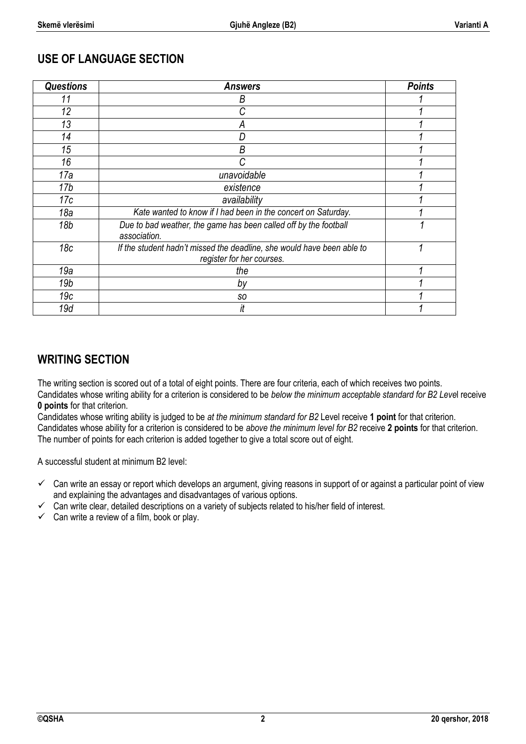## USE OF LANGUAGE SECTION

| *Questions* | *Answers* | *Points* |
| --- | --- | --- |
| *11* | *B* | *1* |
| *12* | *C* | *1* |
| *13* | *A* | *1* |
| *14* | *D* | *1* |
| *15* | *B* | *1* |
| *16* | *C* | *1* |
| *17a* | *unavoidable* | *1* |
| *17b* | *existence* | *1* |
| *17c* | *availability* | *1* |
| *18a* | *Kate wanted to know if I had been in the concert on Saturday.* | *1* |
| *18b* | *Due to bad weather, the game has been called off by the football association.* | *1* |
| *18c* | *If the student hadn't missed the deadline, she would have been able to register for her courses.* | *1* |
| *19a* | *the* | *1* |
| *19b* | *by* | *1* |
| *19c* | *so* | *1* |
| *19d* | *it* | *1* |

## WRITING SECTION

The writing section is scored out of a total of eight points. There are four criteria, each of which receives two points. Candidates whose writing ability for a criterion is considered to be *below the minimum acceptable standard for B2 Level* receive **0 points** for that criterion.

Candidates whose writing ability is judged to be *at the minimum standard for B2* Level receive **1 point** for that criterion.

Candidates whose ability for a criterion is considered to be *above the minimum level for B2* receive **2 points** for that criterion.

The number of points for each criterion is added together to give a total score out of eight.

A successful student at minimum B2 level:

- ✓ Can write an essay or report which develops an argument, giving reasons in support of or against a particular point of view and explaining the advantages and disadvantages of various options.
- ✓ Can write clear, detailed descriptions on a variety of subjects related to his/her field of interest.
- ✓ Can write a review of a film, book or play.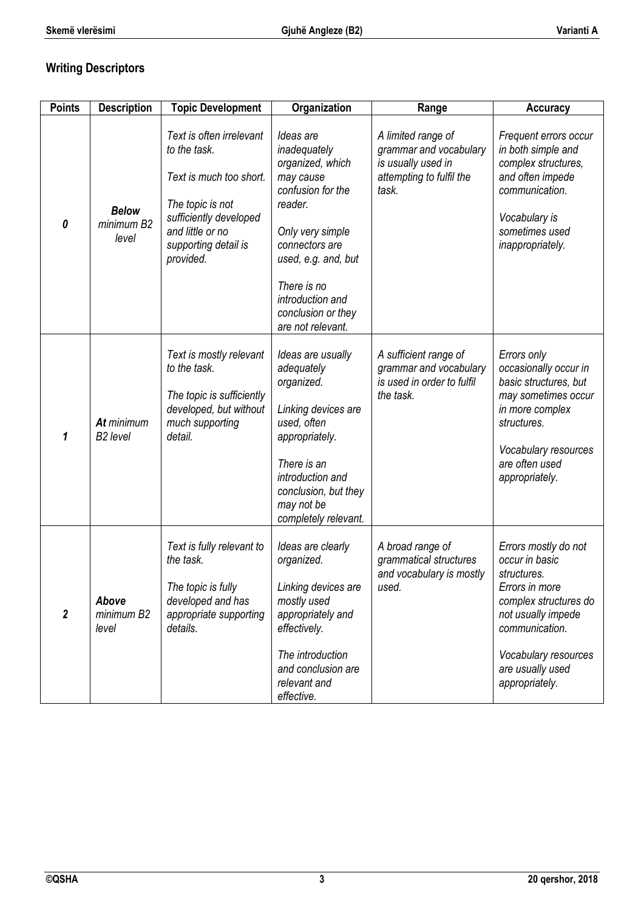## Writing Descriptors

| Points | Description | Topic Development | Organization | Range | Accuracy |
|---|---|---|---|---|---|
| ***0*** | ***Below*** *minimum B2 level* | *Text is often irrelevant to the task.* *Text is much too short.* *The topic is not sufficiently developed and little or no supporting detail is provided.* | *Ideas are inadequately organized, which may cause confusion for the reader.* *Only very simple connectors are used, e.g. and, but* *There is no introduction and conclusion or they are not relevant.* | *A limited range of grammar and vocabulary is usually used in attempting to fulfil the task.* | *Frequent errors occur in both simple and complex structures, and often impede communication.* *Vocabulary is sometimes used inappropriately.* |
| ***1*** | ***At*** *minimum B2 level* | *Text is mostly relevant to the task.* *The topic is sufficiently developed, but without much supporting detail.* | *Ideas are usually adequately organized.* *Linking devices are used, often appropriately.* *There is an introduction and conclusion, but they may not be completely relevant.* | *A sufficient range of grammar and vocabulary is used in order to fulfil the task.* | *Errors only occasionally occur in basic structures, but may sometimes occur in more complex structures.* *Vocabulary resources are often used appropriately.* |
| ***2*** | ***Above*** *minimum B2 level* | *Text is fully relevant to the task.* *The topic is fully developed and has appropriate supporting details.* | *Ideas are clearly organized.* *Linking devices are mostly used appropriate and effectively.* *The introduction and conclusion are relevant and effective.* | *A broad range of grammatical structures and vocabulary is mostly used.* | *Errors mostly do not occur in basic structures.* *Errors in more complex structures do not usually impede communication.* *Vocabulary resources are usually used appropriately.* |